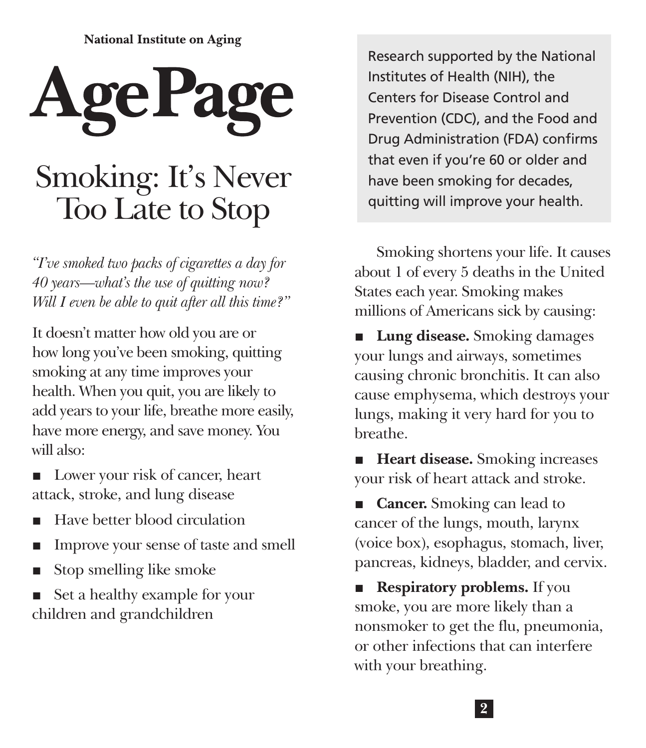**National Institute on Aging**

# AgePage

## Smoking: It's Never Too Late to Stop

*"I've smoked two packs of cigarettes a day for 40 years—what's the use of quitting now? Will I even be able to quit after all this time?"*

It doesn't matter how old you are or how long you've been smoking, quitting smoking at any time improves your health. When you quit, you are likely to add years to your life, breathe more easily, have more energy, and save money. You will also:

- Lower your risk of cancer, heart attack, stroke, and lung disease
- Have better blood circulation
- Improve your sense of taste and smell
- Stop smelling like smoke
- Set a healthy example for your children and grandchildren

> Research supported by the National Institutes of Health (NIH), the Centers for Disease Control and Prevention (CDC), and the Food and Drug Administration (FDA) confirms that even if you're 60 or older and have been smoking for decades, quitting will improve your health.

Smoking shortens your life. It causes about 1 of every 5 deaths in the United States each year. Smoking makes millions of Americans sick by causing:

- **Lung disease.** Smoking damages your lungs and airways, sometimes causing chronic bronchitis. It can also cause emphysema, which destroys your lungs, making it very hard for you to breathe.
- **Heart disease.** Smoking increases your risk of heart attack and stroke.
- **Cancer.** Smoking can lead to cancer of the lungs, mouth, larynx (voice box), esophagus, stomach, liver, pancreas, kidneys, bladder, and cervix.
- **Respiratory problems.** If you smoke, you are more likely than a nonsmoker to get the flu, pneumonia, or other infections that can interfere with your breathing.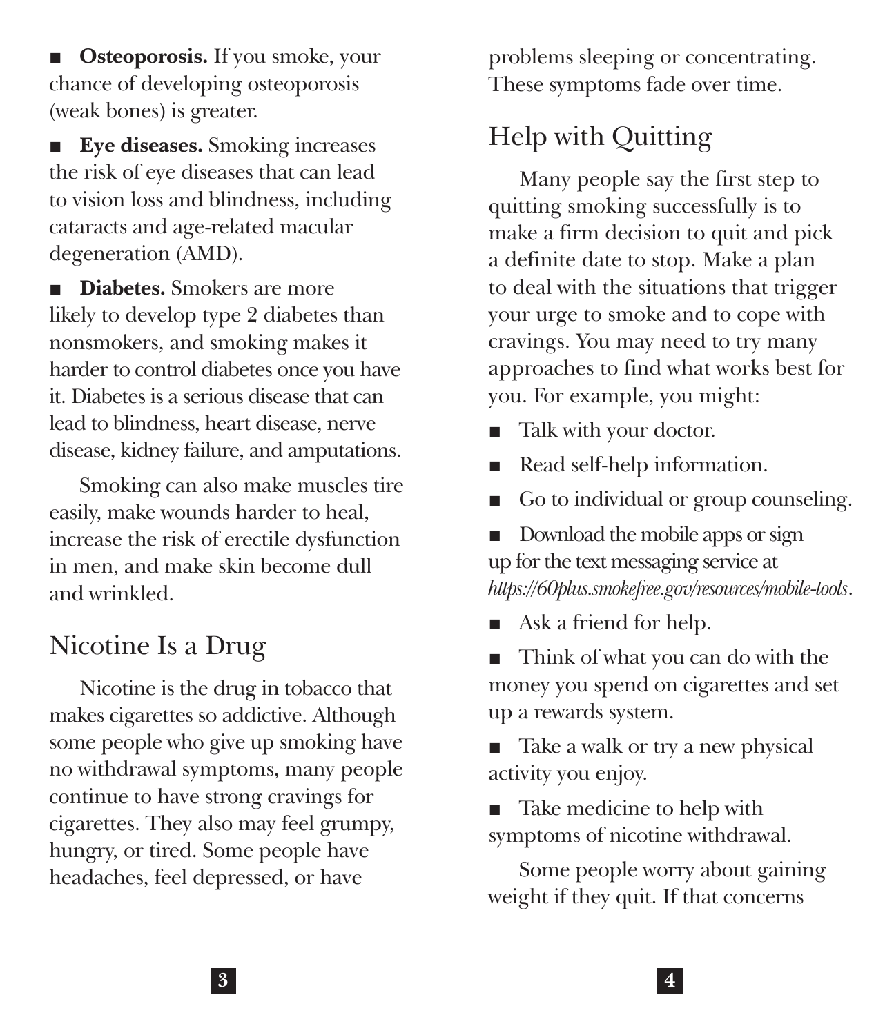- **Osteoporosis.** If you smoke, your chance of developing osteoporosis (weak bones) is greater.
- **Eye diseases.** Smoking increases the risk of eye diseases that can lead to vision loss and blindness, including cataracts and age-related macular degeneration (AMD).
- **Diabetes.** Smokers are more likely to develop type 2 diabetes than nonsmokers, and smoking makes it harder to control diabetes once you have it. Diabetes is a serious disease that can lead to blindness, heart disease, nerve disease, kidney failure, and amputations.

Smoking can also make muscles tire easily, make wounds harder to heal, increase the risk of erectile dysfunction in men, and make skin become dull and wrinkled.

## Nicotine Is a Drug

Nicotine is the drug in tobacco that makes cigarettes so addictive. Although some people who give up smoking have no withdrawal symptoms, many people continue to have strong cravings for cigarettes. They also may feel grumpy, hungry, or tired. Some people have headaches, feel depressed, or have problems sleeping or concentrating. These symptoms fade over time.

## Help with Quitting

Many people say the first step to quitting smoking successfully is to make a firm decision to quit and pick a definite date to stop. Make a plan to deal with the situations that trigger your urge to smoke and to cope with cravings. You may need to try many approaches to find what works best for you. For example, you might:

- Talk with your doctor.
- Read self-help information.
- Go to individual or group counseling.
- Download the mobile apps or sign up for the text messaging service at *https://60plus.smokefree.gov/resources/mobile-tools*.
- Ask a friend for help.
- Think of what you can do with the money you spend on cigarettes and set up a rewards system.
- Take a walk or try a new physical activity you enjoy.
- Take medicine to help with symptoms of nicotine withdrawal.

Some people worry about gaining weight if they quit. If that concerns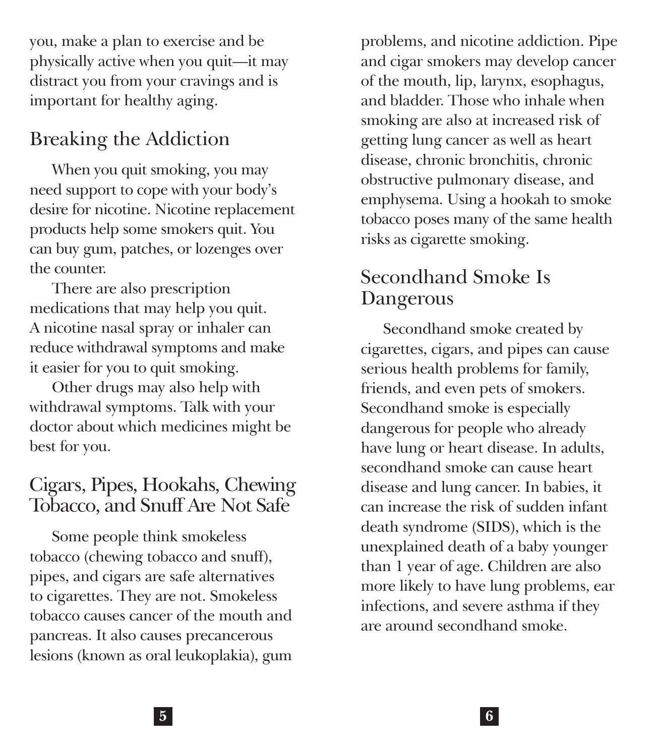you, make a plan to exercise and be physically active when you quit—it may distract you from your cravings and is important for healthy aging.

## Breaking the Addiction

When you quit smoking, you may need support to cope with your body's desire for nicotine. Nicotine replacement products help some smokers quit. You can buy gum, patches, or lozenges over the counter.

There are also prescription medications that may help you quit. A nicotine nasal spray or inhaler can reduce withdrawal symptoms and make it easier for you to quit smoking.

Other drugs may also help with withdrawal symptoms. Talk with your doctor about which medicines might be best for you.

## Cigars, Pipes, Hookahs, Chewing Tobacco, and Snuff Are Not Safe

Some people think smokeless tobacco (chewing tobacco and snuff), pipes, and cigars are safe alternatives to cigarettes. They are not. Smokeless tobacco causes cancer of the mouth and pancreas. It also causes precancerous lesions (known as oral leukoplakia), gum problems, and nicotine addiction. Pipe and cigar smokers may develop cancer of the mouth, lip, larynx, esophagus, and bladder. Those who inhale when smoking are also at increased risk of getting lung cancer as well as heart disease, chronic bronchitis, chronic obstructive pulmonary disease, and emphysema. Using a hookah to smoke tobacco poses many of the same health risks as cigarette smoking.

## Secondhand Smoke Is Dangerous

Secondhand smoke created by cigarettes, cigars, and pipes can cause serious health problems for family, friends, and even pets of smokers. Secondhand smoke is especially dangerous for people who already have lung or heart disease. In adults, secondhand smoke can cause heart disease and lung cancer. In babies, it can increase the risk of sudden infant death syndrome (SIDS), which is the unexplained death of a baby younger than 1 year of age. Children are also more likely to have lung problems, ear infections, and severe asthma if they are around secondhand smoke.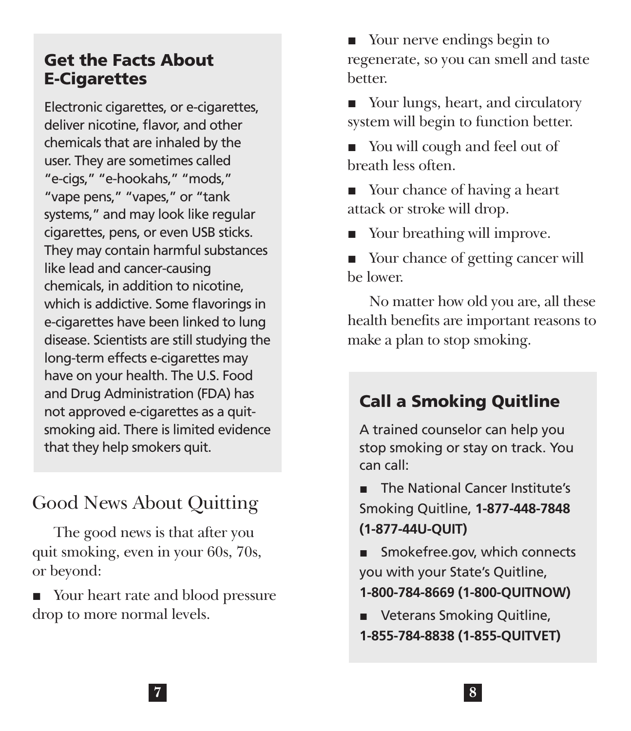## Get the Facts About E-Cigarettes

Electronic cigarettes, or e-cigarettes, deliver nicotine, flavor, and other chemicals that are inhaled by the user. They are sometimes called "e-cigs," "e-hookahs," "mods," "vape pens," "vapes," or "tank systems," and may look like regular cigarettes, pens, or even USB sticks. They may contain harmful substances like lead and cancer-causing chemicals, in addition to nicotine, which is addictive. Some flavorings in e-cigarettes have been linked to lung disease. Scientists are still studying the long-term effects e-cigarettes may have on your health. The U.S. Food and Drug Administration (FDA) has not approved e-cigarettes as a quit-smoking aid. There is limited evidence that they help smokers quit.

## Good News About Quitting

The good news is that after you quit smoking, even in your 60s, 70s, or beyond:

- Your heart rate and blood pressure drop to more normal levels.
- Your nerve endings begin to regenerate, so you can smell and taste better.
- Your lungs, heart, and circulatory system will begin to function better.
- You will cough and feel out of breath less often.
- Your chance of having a heart attack or stroke will drop.
- Your breathing will improve.
- Your chance of getting cancer will be lower.

No matter how old you are, all these health benefits are important reasons to make a plan to stop smoking.

## Call a Smoking Quitline

A trained counselor can help you stop smoking or stay on track. You can call:

- The National Cancer Institute's Smoking Quitline, **1-877-448-7848 (1-877-44U-QUIT)**
- Smokefree.gov, which connects you with your State's Quitline, **1-800-784-8669 (1-800-QUITNOW)**
- Veterans Smoking Quitline, **1-855-784-8838 (1-855-QUITVET)**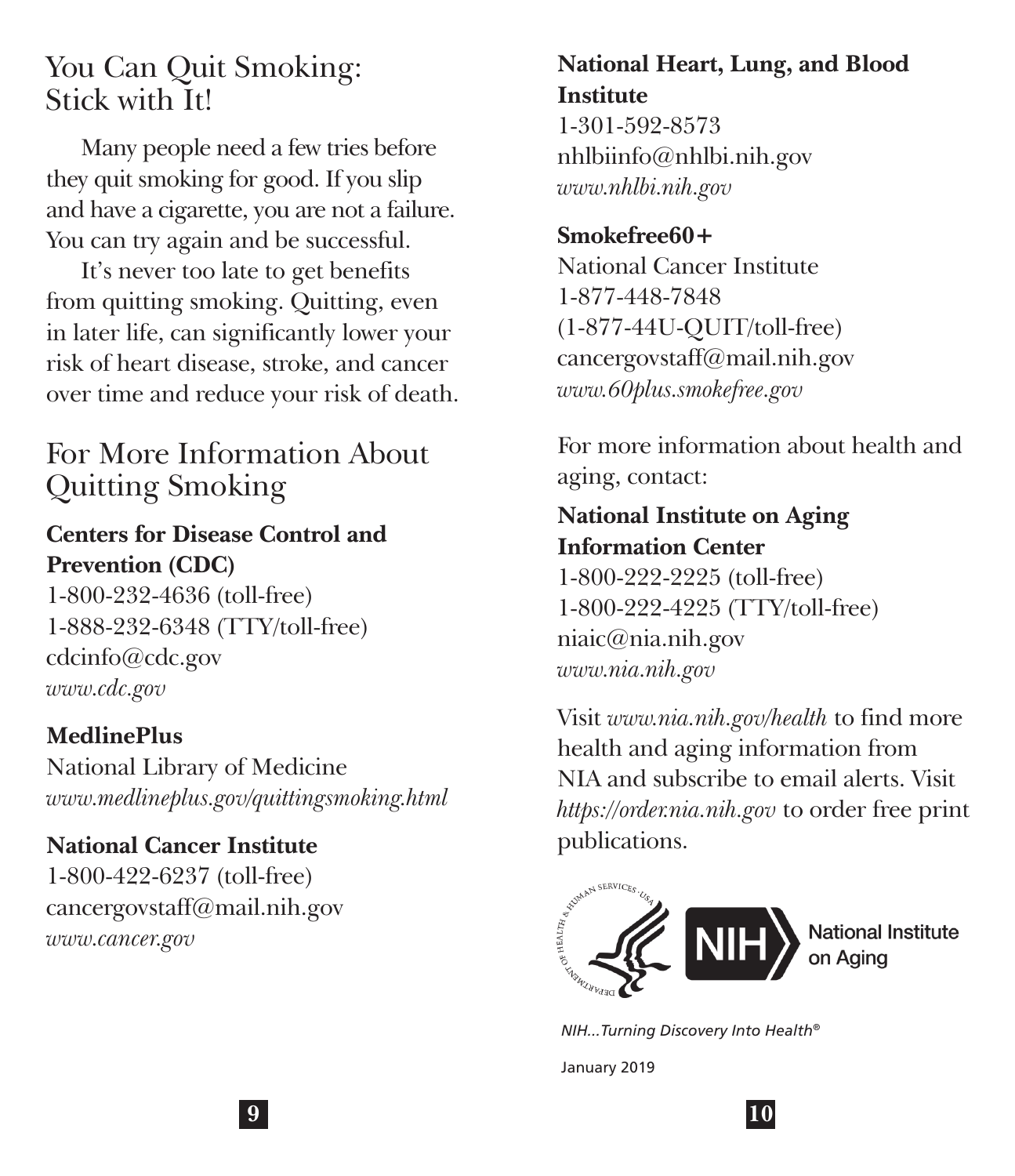## You Can Quit Smoking: Stick with It!

Many people need a few tries before they quit smoking for good. If you slip and have a cigarette, you are not a failure. You can try again and be successful.

It's never too late to get benefits from quitting smoking. Quitting, even in later life, can significantly lower your risk of heart disease, stroke, and cancer over time and reduce your risk of death.

## For More Information About Quitting Smoking

**Centers for Disease Control and Prevention (CDC)**
1-800-232-4636 (toll-free)
1-888-232-6348 (TTY/toll-free)
cdcinfo@cdc.gov
*www.cdc.gov*

**MedlinePlus**
National Library of Medicine
*www.medlineplus.gov/quittingsmoking.html*

**National Cancer Institute**
1-800-422-6237 (toll-free)
cancergovstaff@mail.nih.gov
*www.cancer.gov*

**National Heart, Lung, and Blood Institute**
1-301-592-8573
nhlbiinfo@nhlbi.nih.gov
*www.nhlbi.nih.gov*

**Smokefree60+**
National Cancer Institute
1-877-448-7848
(1-877-44U-QUIT/toll-free)
cancergovstaff@mail.nih.gov
*www.60plus.smokefree.gov*

For more information about health and aging, contact:

**National Institute on Aging Information Center**
1-800-222-2225 (toll-free)
1-800-222-4225 (TTY/toll-free)
niaic@nia.nih.gov
*www.nia.nih.gov*

Visit *www.nia.nih.gov/health* to find more health and aging information from NIA and subscribe to email alerts. Visit *https://order.nia.nih.gov* to order free print publications.

National Institute on Aging

*NIH...Turning Discovery Into Health®*

January 2019